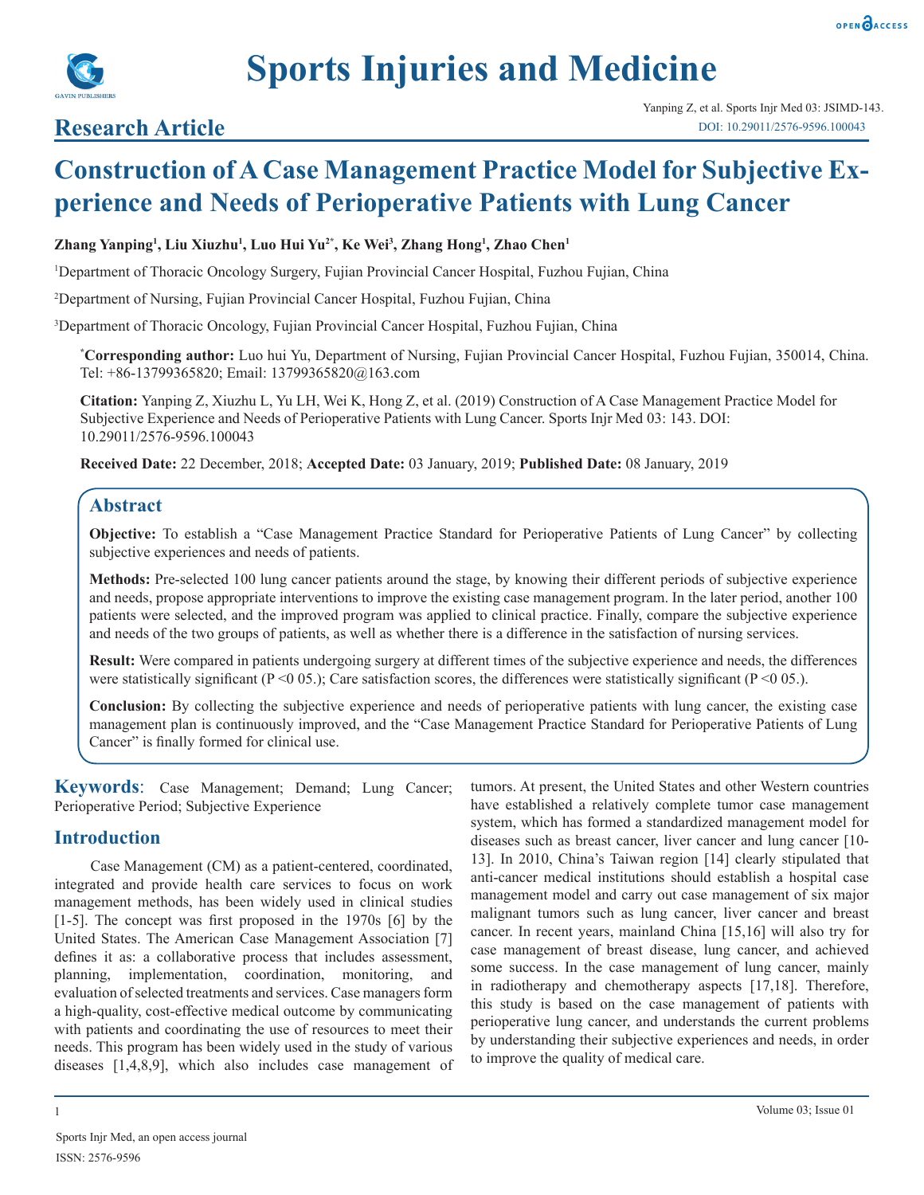# Construction of A Case Management Practice Model for Subjective Experience and Needs of Perioperative Patients with Lung Cancer

**Zhang Yanping[1], Liu Xiuzhu[1], Luo Hui Yu[2*], Ke Wei[3], Zhang Hong[1], Zhao Chen[1]**

[1]Department of Thoracic Oncology Surgery, Fujian Provincial Cancer Hospital, Fuzhou Fujian, China

[2]Department of Nursing, Fujian Provincial Cancer Hospital, Fuzhou Fujian, China

[3]Department of Thoracic Oncology, Fujian Provincial Cancer Hospital, Fuzhou Fujian, China

**[*]Corresponding author:** Luo hui Yu, Department of Nursing, Fujian Provincial Cancer Hospital, Fuzhou Fujian, 350014, China. Tel: +86-13799365820; Email: 13799365820@163.com

**Citation:** Yanping Z, Xiuzhu L, Yu LH, Wei K, Hong Z, et al. (2019) Construction of A Case Management Practice Model for Subjective Experience and Needs of Perioperative Patients with Lung Cancer. Sports Injr Med 03: 143. DOI: 10.29011/2576-9596.100043

**Received Date:** 22 December, 2018; **Accepted Date:** 03 January, 2019; **Published Date:** 08 January, 2019

## Abstract

**Objective:** To establish a "Case Management Practice Standard for Perioperative Patients of Lung Cancer" by collecting subjective experiences and needs of patients.

**Methods:** Pre-selected 100 lung cancer patients around the stage, by knowing their different periods of subjective experience and needs, propose appropriate interventions to improve the existing case management program. In the later period, another 100 patients were selected, and the improved program was applied to clinical practice. Finally, compare the subjective experience and needs of the two groups of patients, as well as whether there is a difference in the satisfaction of nursing services.

**Result:** Were compared in patients undergoing surgery at different times of the subjective experience and needs, the differences were statistically significant (P <0 05.); Care satisfaction scores, the differences were statistically significant (P <0 05.).

**Conclusion:** By collecting the subjective experience and needs of perioperative patients with lung cancer, the existing case management plan is continuously improved, and the "Case Management Practice Standard for Perioperative Patients of Lung Cancer" is finally formed for clinical use.

**Keywords**: Case Management; Demand; Lung Cancer; Perioperative Period; Subjective Experience

## Introduction

Case Management (CM) as a patient-centered, coordinated, integrated and provide health care services to focus on work management methods, has been widely used in clinical studies [1-5]. The concept was first proposed in the 1970s [6] by the United States. The American Case Management Association [7] defines it as: a collaborative process that includes assessment, planning, implementation, coordination, monitoring, and evaluation of selected treatments and services. Case managers form a high-quality, cost-effective medical outcome by communicating with patients and coordinating the use of resources to meet their needs. This program has been widely used in the study of various diseases [1,4,8,9], which also includes case management of tumors. At present, the United States and other Western countries have established a relatively complete tumor case management system, which has formed a standardized management model for diseases such as breast cancer, liver cancer and lung cancer [10-13]. In 2010, China's Taiwan region [14] clearly stipulated that anti-cancer medical institutions should establish a hospital case management model and carry out case management of six major malignant tumors such as lung cancer, liver cancer and breast cancer. In recent years, mainland China [15,16] will also try for case management of breast disease, lung cancer, and achieved some success. In the case management of lung cancer, mainly in radiotherapy and chemotherapy aspects [17,18]. Therefore, this study is based on the case management of patients with perioperative lung cancer, and understands the current problems by understanding their subjective experiences and needs, in order to improve the quality of medical care.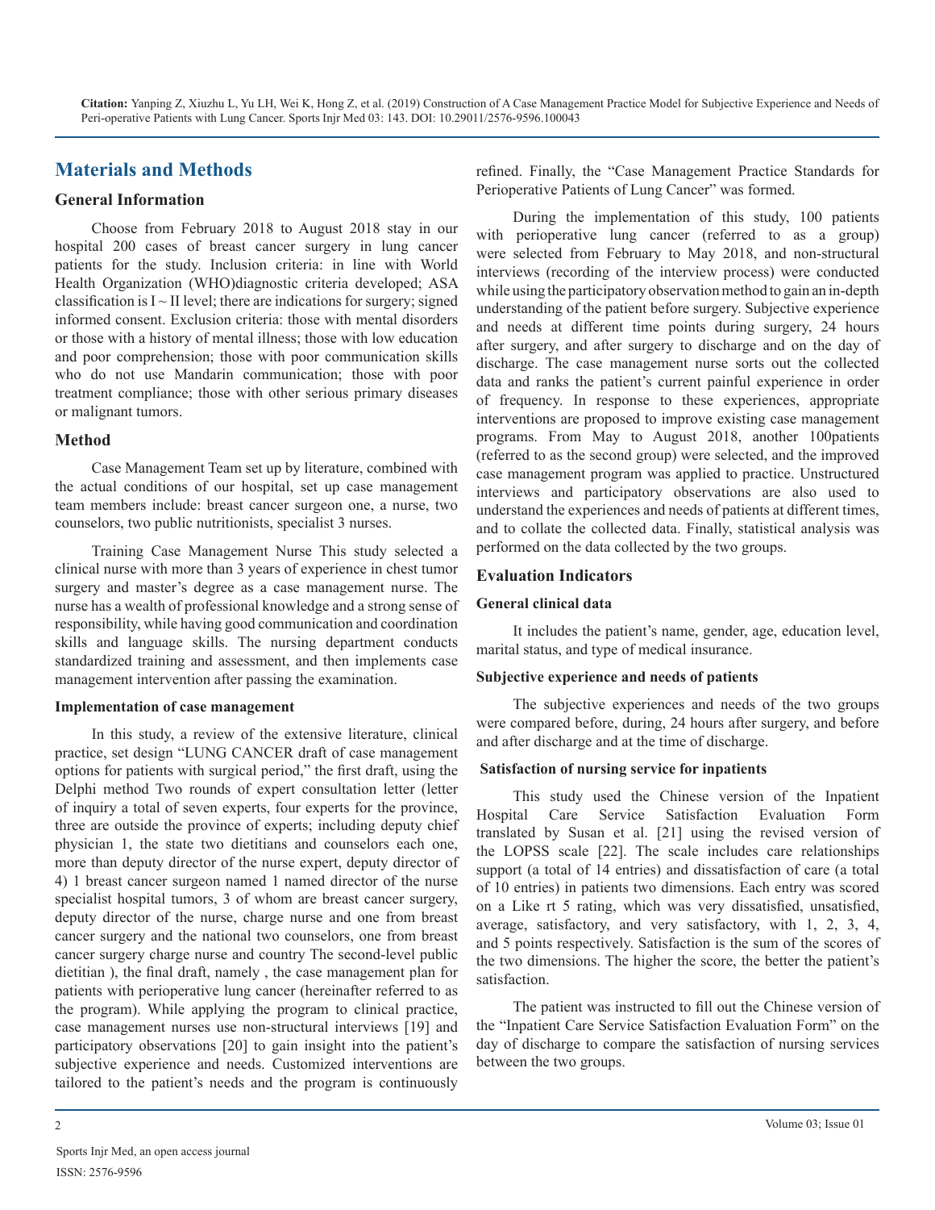## Materials and Methods

### General Information

Choose from February 2018 to August 2018 stay in our hospital 200 cases of breast cancer surgery in lung cancer patients for the study. Inclusion criteria: in line with World Health Organization (WHO)diagnostic criteria developed; ASA classification is I ~ II level; there are indications for surgery; signed informed consent. Exclusion criteria: those with mental disorders or those with a history of mental illness; those with low education and poor comprehension; those with poor communication skills who do not use Mandarin communication; those with poor treatment compliance; those with other serious primary diseases or malignant tumors.

### Method

Case Management Team set up by literature, combined with the actual conditions of our hospital, set up case management team members include: breast cancer surgeon one, a nurse, two counselors, two public nutritionists, specialist 3 nurses.

Training Case Management Nurse This study selected a clinical nurse with more than 3 years of experience in chest tumor surgery and master's degree as a case management nurse. The nurse has a wealth of professional knowledge and a strong sense of responsibility, while having good communication and coordination skills and language skills. The nursing department conducts standardized training and assessment, and then implements case management intervention after passing the examination.

#### Implementation of case management

In this study, a review of the extensive literature, clinical practice, set design "LUNG CANCER draft of case management options for patients with surgical period," the first draft, using the Delphi method Two rounds of expert consultation letter (letter of inquiry a total of seven experts, four experts for the province, three are outside the province of experts; including deputy chief physician 1, the state two dietitians and counselors each one, more than deputy director of the nurse expert, deputy director of 4) 1 breast cancer surgeon named 1 named director of the nurse specialist hospital tumors, 3 of whom are breast cancer surgery, deputy director of the nurse, charge nurse and one from breast cancer surgery and the national two counselors, one from breast cancer surgery charge nurse and country The second-level public dietitian ), the final draft, namely , the case management plan for patients with perioperative lung cancer (hereinafter referred to as the program). While applying the program to clinical practice, case management nurses use non-structural interviews [19] and participatory observations [20] to gain insight into the patient's subjective experience and needs. Customized interventions are tailored to the patient's needs and the program is continuously refined. Finally, the "Case Management Practice Standards for Perioperative Patients of Lung Cancer" was formed.

During the implementation of this study, 100 patients with perioperative lung cancer (referred to as a group) were selected from February to May 2018, and non-structural interviews (recording of the interview process) were conducted while using the participatory observation method to gain an in-depth understanding of the patient before surgery. Subjective experience and needs at different time points during surgery, 24 hours after surgery, and after surgery to discharge and on the day of discharge. The case management nurse sorts out the collected data and ranks the patient's current painful experience in order of frequency. In response to these experiences, appropriate interventions are proposed to improve existing case management programs. From May to August 2018, another 100patients (referred to as the second group) were selected, and the improved case management program was applied to practice. Unstructured interviews and participatory observations are also used to understand the experiences and needs of patients at different times, and to collate the collected data. Finally, statistical analysis was performed on the data collected by the two groups.

### Evaluation Indicators

#### General clinical data

It includes the patient's name, gender, age, education level, marital status, and type of medical insurance.

#### Subjective experience and needs of patients

The subjective experiences and needs of the two groups were compared before, during, 24 hours after surgery, and before and after discharge and at the time of discharge.

#### Satisfaction of nursing service for inpatients

This study used the Chinese version of the Inpatient Hospital Care Service Satisfaction Evaluation Form translated by Susan et al. [21] using the revised version of the LOPSS scale [22]. The scale includes care relationships support (a total of 14 entries) and dissatisfaction of care (a total of 10 entries) in patients two dimensions. Each entry was scored on a Like rt 5 rating, which was very dissatisfied, unsatisfied, average, satisfactory, and very satisfactory, with 1, 2, 3, 4, and 5 points respectively. Satisfaction is the sum of the scores of the two dimensions. The higher the score, the better the patient's satisfaction.

The patient was instructed to fill out the Chinese version of the "Inpatient Care Service Satisfaction Evaluation Form" on the day of discharge to compare the satisfaction of nursing services between the two groups.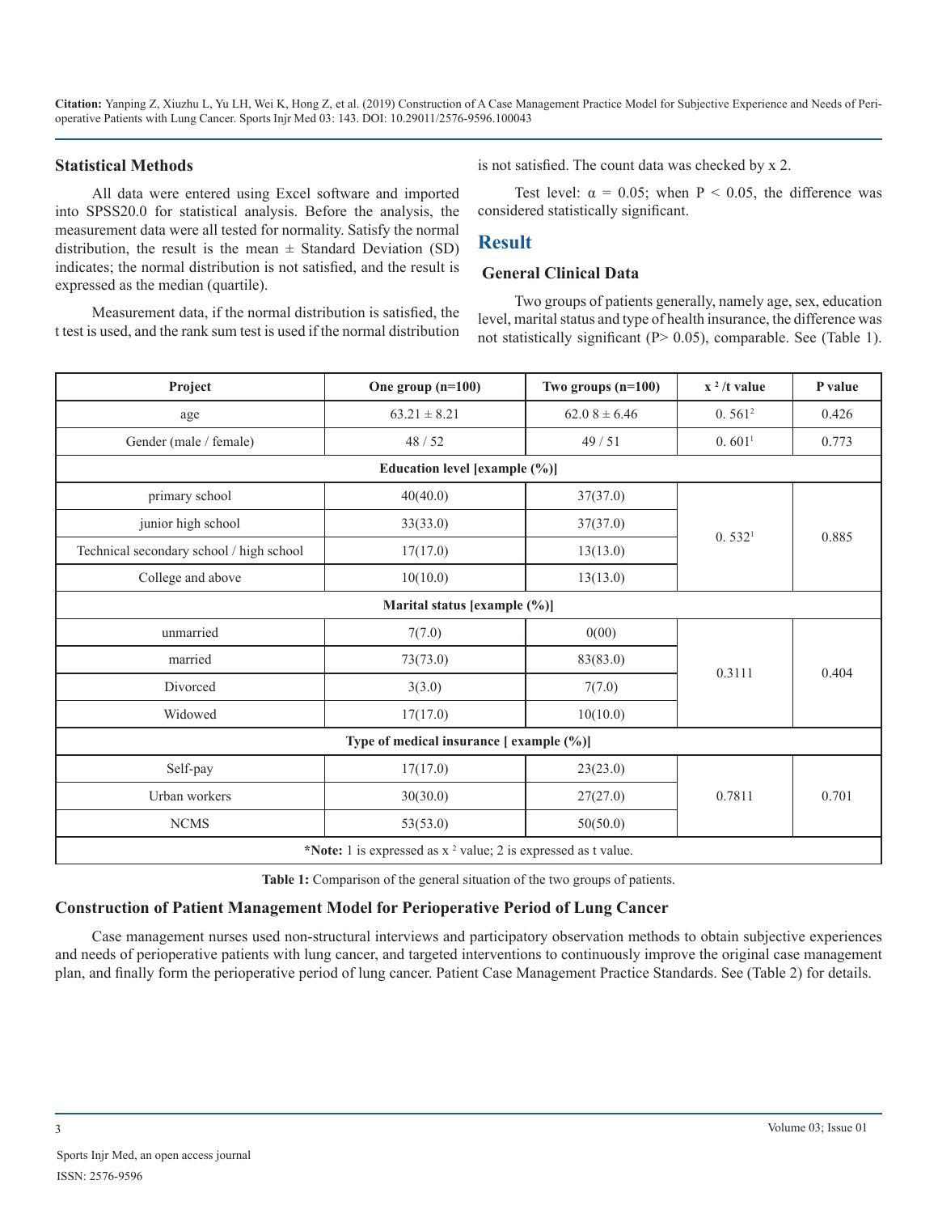## Statistical Methods

All data were entered using Excel software and imported into SPSS20.0 for statistical analysis. Before the analysis, the measurement data were all tested for normality. Satisfy the normal distribution, the result is the mean ± Standard Deviation (SD) indicates; the normal distribution is not satisfied, and the result is expressed as the median (quartile).

Measurement data, if the normal distribution is satisfied, the t test is used, and the rank sum test is used if the normal distribution is not satisfied. The count data was checked by x 2.

Test level: α = 0.05; when P < 0.05, the difference was considered statistically significant.

# Result

## General Clinical Data

Two groups of patients generally, namely age, sex, education level, marital status and type of health insurance, the difference was not statistically significant (P> 0.05), comparable. See (Table 1).

| Project | One group (n=100) | Two groups (n=100) | $x^2$/t value | P value |
|---|---|---|---|---|
| age | 63.21 ± 8.21 | 62.0 8 ± 6.46 | 0. 561[2] | 0.426 |
| Gender (male / female) | 48 / 52 | 49 / 51 | 0. 601[1] | 0.773 |
| **Education level [example (%)]** | | | | |
| primary school | 40(40.0) | 37(37.0) | 0. 532[1] | 0.885 |
| junior high school | 33(33.0) | 37(37.0) | | |
| Technical secondary school / high school | 17(17.0) | 13(13.0) | | |
| College and above | 10(10.0) | 13(13.0) | | |
| **Marital status [example (%)]** | | | | |
| unmarried | 7(7.0) | 0(00) | 0.3111 | 0.404 |
| married | 73(73.0) | 83(83.0) | | |
| Divorced | 3(3.0) | 7(7.0) | | |
| Widowed | 17(17.0) | 10(10.0) | | |
| **Type of medical insurance [ example (%)]** | | | | |
| Self-pay | 17(17.0) | 23(23.0) | 0.7811 | 0.701 |
| Urban workers | 30(30.0) | 27(27.0) | | |
| NCMS | 53(53.0) | 50(50.0) | | |
| ***Note:** 1 is expressed as $x^2$ value; 2 is expressed as t value. | | | | |

**Table 1:** Comparison of the general situation of the two groups of patients.

## Construction of Patient Management Model for Perioperative Period of Lung Cancer

Case management nurses used non-structural interviews and participatory observation methods to obtain subjective experiences and needs of perioperative patients with lung cancer, and targeted interventions to continuously improve the original case management plan, and finally form the perioperative period of lung cancer. Patient Case Management Practice Standards. See (Table 2) for details.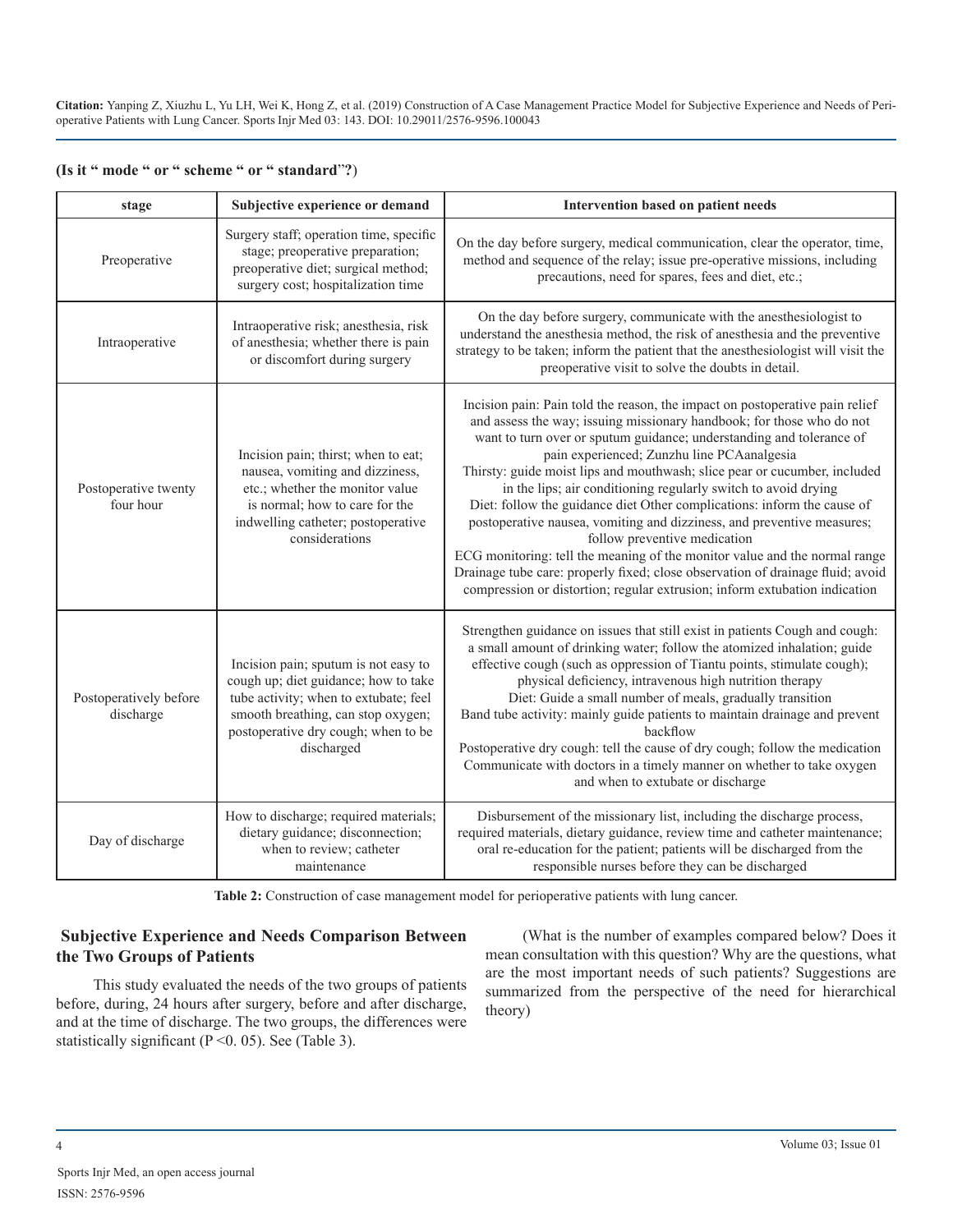**(Is it " mode " or " scheme " or " standard"?)**

| stage | Subjective experience or demand | Intervention based on patient needs |
|---|---|---|
| Preoperative | Surgery staff; operation time, specific stage; preoperative preparation; preoperative diet; surgical method; surgery cost; hospitalization time | On the day before surgery, medical communication, clear the operator, time, method and sequence of the relay; issue pre-operative missions, including precautions, need for spares, fees and diet, etc.; |
| Intraoperative | Intraoperative risk; anesthesia, risk of anesthesia; whether there is pain or discomfort during surgery | On the day before surgery, communicate with the anesthesiologist to understand the anesthesia method, the risk of anesthesia and the preventive strategy to be taken; inform the patient that the anesthesiologist will visit the preoperative visit to solve the doubts in detail. |
| Postoperative twenty four hour | Incision pain; thirst; when to eat; nausea, vomiting and dizziness, etc.; whether the monitor value is normal; how to care for the indwelling catheter; postoperative considerations | Incision pain: Pain told the reason, the impact on postoperative pain relief and assess the way; issuing missionary handbook; for those who do not want to turn over or sputum guidance; understanding and tolerance of pain experienced; Zunzhu line PCAanalgesia<br>Thirsty: guide moist lips and mouthwash; slice pear or cucumber, included in the lips; air conditioning regularly switch to avoid drying<br>Diet: follow the guidance diet Other complications: inform the cause of postoperative nausea, vomiting and dizziness, and preventive measures; follow preventive medication<br>ECG monitoring: tell the meaning of the monitor value and the normal range<br>Drainage tube care: properly fixed; close observation of drainage fluid; avoid compression or distortion; regular extrusion; inform extubation indication |
| Postoperatively before discharge | Incision pain; sputum is not easy to cough up; diet guidance; how to take tube activity; when to extubate; feel smooth breathing, can stop oxygen; postoperative dry cough; when to be discharged | Strengthen guidance on issues that still exist in patients Cough and cough: a small amount of drinking water; follow the atomized inhalation; guide effective cough (such as oppression of Tiantu points, stimulate cough); physical deficiency, intravenous high nutrition therapy<br>Diet: Guide a small number of meals, gradually transition<br>Band tube activity: mainly guide patients to maintain drainage and prevent backflow<br>Postoperative dry cough: tell the cause of dry cough; follow the medication<br>Communicate with doctors in a timely manner on whether to take oxygen and when to extubate or discharge |
| Day of discharge | How to discharge; required materials; dietary guidance; disconnection; when to review; catheter maintenance | Disbursement of the missionary list, including the discharge process, required materials, dietary guidance, review time and catheter maintenance; oral re-education for the patient; patients will be discharged from the responsible nurses before they can be discharged |

**Table 2:** Construction of case management model for perioperative patients with lung cancer.

## Subjective Experience and Needs Comparison Between the Two Groups of Patients

This study evaluated the needs of the two groups of patients before, during, 24 hours after surgery, before and after discharge, and at the time of discharge. The two groups, the differences were statistically significant (P <0. 05). See (Table 3).

(What is the number of examples compared below? Does it mean consultation with this question? Why are the questions, what are the most important needs of such patients? Suggestions are summarized from the perspective of the need for hierarchical theory)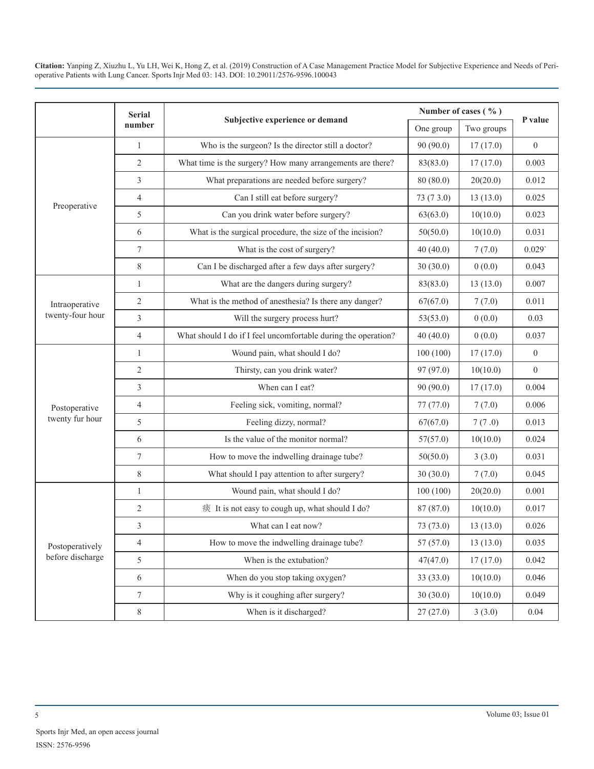| | Serial number | Subjective experience or demand | Number of cases ( % ) | | P value |
|---|---|---|---|---|---|
| | | | One group | Two groups | |
| Preoperative | 1 | Who is the surgeon? Is the director still a doctor? | 90 (90.0) | 17 (17.0) | 0 |
| | 2 | What time is the surgery? How many arrangements are there? | 83(83.0) | 17 (17.0) | 0.003 |
| | 3 | What preparations are needed before surgery? | 80 (80.0) | 20(20.0) | 0.012 |
| | 4 | Can I still eat before surgery? | 73 (7 3.0) | 13 (13.0) | 0.025 |
| | 5 | Can you drink water before surgery? | 63(63.0) | 10(10.0) | 0.023 |
| | 6 | What is the surgical procedure, the size of the incision? | 50(50.0) | 10(10.0) | 0.031 |
| | 7 | What is the cost of surgery? | 40 (40.0) | 7 (7.0) | 0.029` |
| | 8 | Can I be discharged after a few days after surgery? | 30 (30.0) | 0 (0.0) | 0.043 |
| Intraoperative twenty-four hour | 1 | What are the dangers during surgery? | 83(83.0) | 13 (13.0) | 0.007 |
| | 2 | What is the method of anesthesia? Is there any danger? | 67(67.0) | 7 (7.0) | 0.011 |
| | 3 | Will the surgery process hurt? | 53(53.0) | 0 (0.0) | 0.03 |
| | 4 | What should I do if I feel uncomfortable during the operation? | 40 (40.0) | 0 (0.0) | 0.037 |
| Postoperative twenty fur hour | 1 | Wound pain, what should I do? | 100 (100) | 17 (17.0) | 0 |
| | 2 | Thirsty, can you drink water? | 97 (97.0) | 10(10.0) | 0 |
| | 3 | When can I eat? | 90 (90.0) | 17 (17.0) | 0.004 |
| | 4 | Feeling sick, vomiting, normal? | 77 (77.0) | 7 (7.0) | 0.006 |
| | 5 | Feeling dizzy, normal? | 67(67.0) | 7 (7 .0) | 0.013 |
| | 6 | Is the value of the monitor normal? | 57(57.0) | 10(10.0) | 0.024 |
| | 7 | How to move the indwelling drainage tube? | 50(50.0) | 3 (3.0) | 0.031 |
| | 8 | What should I pay attention to after surgery? | 30 (30.0) | 7 (7.0) | 0.045 |
| Postoperatively before discharge | 1 | Wound pain, what should I do? | 100 (100) | 20(20.0) | 0.001 |
| | 2 | 痰 It is not easy to cough up, what should I do? | 87 (87.0) | 10(10.0) | 0.017 |
| | 3 | What can I eat now? | 73 (73.0) | 13 (13.0) | 0.026 |
| | 4 | How to move the indwelling drainage tube? | 57 (57.0) | 13 (13.0) | 0.035 |
| | 5 | When is the extubation? | 47(47.0) | 17 (17.0) | 0.042 |
| | 6 | When do you stop taking oxygen? | 33 (33.0) | 10(10.0) | 0.046 |
| | 7 | Why is it coughing after surgery? | 30 (30.0) | 10(10.0) | 0.049 |
| | 8 | When is it discharged? | 27 (27.0) | 3 (3.0) | 0.04 |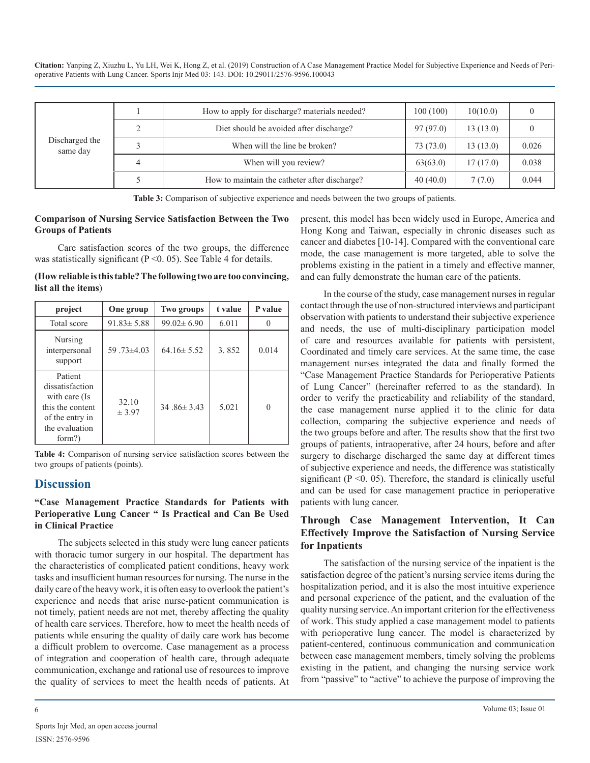| Discharged the same day | 1 | How to apply for discharge? materials needed? | 100 (100) | 10(10.0) | 0 |
|---|---|---|---|---|---|
| | 2 | Diet should be avoided after discharge? | 97 (97.0) | 13 (13.0) | 0 |
| | 3 | When will the line be broken? | 73 (73.0) | 13 (13.0) | 0.026 |
| | 4 | When will you review? | 63(63.0) | 17 (17.0) | 0.038 |
| | 5 | How to maintain the catheter after discharge? | 40 (40.0) | 7 (7.0) | 0.044 |

**Table 3:** Comparison of subjective experience and needs between the two groups of patients.

**Comparison of Nursing Service Satisfaction Between the Two Groups of Patients**

Care satisfaction scores of the two groups, the difference was statistically significant (P <0. 05). See Table 4 for details.

**(How reliable is this table? The following two are too convincing, list all the items)**

| project | One group | Two groups | t value | P value |
|---|---|---|---|---|
| Total score | 91.83± 5.88 | 99.02± 6.90 | 6.011 | 0 |
| Nursing interpersonal support | 59 .73±4.03 | 64.16± 5.52 | 3. 852 | 0.014 |
| Patient dissatisfaction with care (Is this the content of the entry in the evaluation form?) | 32.10 ± 3.97 | 34 .86± 3.43 | 5.021 | 0 |

**Table 4:** Comparison of nursing service satisfaction scores between the two groups of patients (points).

## Discussion

### "Case Management Practice Standards for Patients with Perioperative Lung Cancer " Is Practical and Can Be Used in Clinical Practice

The subjects selected in this study were lung cancer patients with thoracic tumor surgery in our hospital. The department has the characteristics of complicated patient conditions, heavy work tasks and insufficient human resources for nursing. The nurse in the daily care of the heavy work, it is often easy to overlook the patient's experience and needs that arise nurse-patient communication is not timely, patient needs are not met, thereby affecting the quality of health care services. Therefore, how to meet the health needs of patients while ensuring the quality of daily care work has become a difficult problem to overcome. Case management as a process of integration and cooperation of health care, through adequate communication, exchange and rational use of resources to improve the quality of services to meet the health needs of patients. At present, this model has been widely used in Europe, America and Hong Kong and Taiwan, especially in chronic diseases such as cancer and diabetes [10-14]. Compared with the conventional care mode, the case management is more targeted, able to solve the problems existing in the patient in a timely and effective manner, and can fully demonstrate the human care of the patients.

In the course of the study, case management nurses in regular contact through the use of non-structured interviews and participant observation with patients to understand their subjective experience and needs, the use of multi-disciplinary participation model of care and resources available for patients with persistent, Coordinated and timely care services. At the same time, the case management nurses integrated the data and finally formed the "Case Management Practice Standards for Perioperative Patients of Lung Cancer" (hereinafter referred to as the standard). In order to verify the practicability and reliability of the standard, the case management nurse applied it to the clinic for data collection, comparing the subjective experience and needs of the two groups before and after. The results show that the first two groups of patients, intraoperative, after 24 hours, before and after surgery to discharge discharged the same day at different times of subjective experience and needs, the difference was statistically significant (P <0. 05). Therefore, the standard is clinically useful and can be used for case management practice in perioperative patients with lung cancer.

### Through Case Management Intervention, It Can Effectively Improve the Satisfaction of Nursing Service for Inpatients

The satisfaction of the nursing service of the inpatient is the satisfaction degree of the patient's nursing service items during the hospitalization period, and it is also the most intuitive experience and personal experience of the patient, and the evaluation of the quality nursing service. An important criterion for the effectiveness of work. This study applied a case management model to patients with perioperative lung cancer. The model is characterized by patient-centered, continuous communication and communication between case management members, timely solving the problems existing in the patient, and changing the nursing service work from "passive" to "active" to achieve the purpose of improving the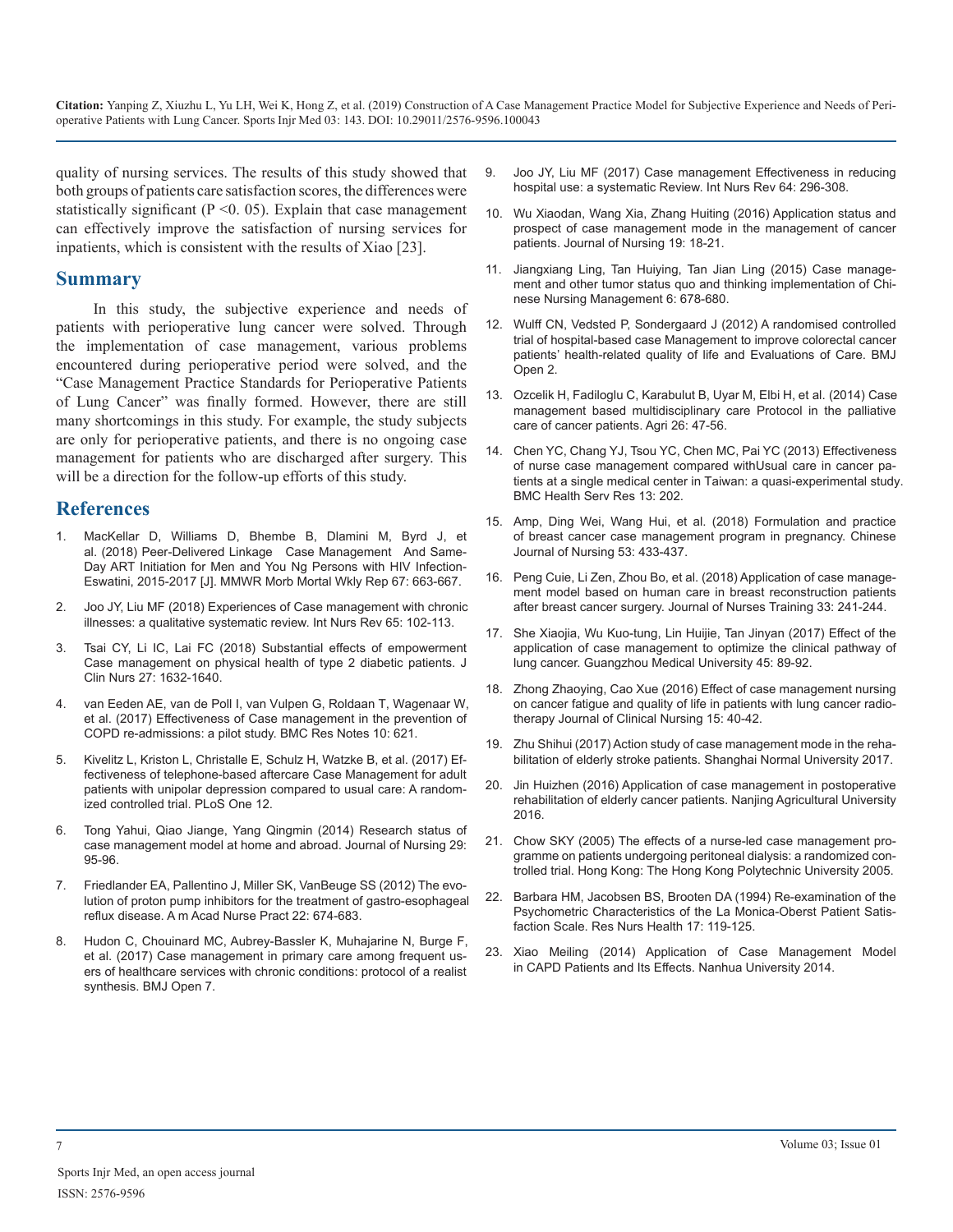quality of nursing services. The results of this study showed that both groups of patients care satisfaction scores, the differences were statistically significant (P <0. 05). Explain that case management can effectively improve the satisfaction of nursing services for inpatients, which is consistent with the results of Xiao [23].

## Summary

In this study, the subjective experience and needs of patients with perioperative lung cancer were solved. Through the implementation of case management, various problems encountered during perioperative period were solved, and the "Case Management Practice Standards for Perioperative Patients of Lung Cancer" was finally formed. However, there are still many shortcomings in this study. For example, the study subjects are only for perioperative patients, and there is no ongoing case management for patients who are discharged after surgery. This will be a direction for the follow-up efforts of this study.

## References

1. MacKellar D, Williams D, Bhembe B, Dlamini M, Byrd J, et al. (2018) Peer-Delivered Linkage Case Management And Same-Day ART Initiation for Men and You Ng Persons with HIV Infection-Eswatini, 2015-2017 [J]. MMWR Morb Mortal Wkly Rep 67: 663-667.
2. Joo JY, Liu MF (2018) Experiences of Case management with chronic illnesses: a qualitative systematic review. Int Nurs Rev 65: 102-113.
3. Tsai CY, Li IC, Lai FC (2018) Substantial effects of empowerment Case management on physical health of type 2 diabetic patients. J Clin Nurs 27: 1632-1640.
4. van Eeden AE, van de Poll I, van Vulpen G, Roldaan T, Wagenaar W, et al. (2017) Effectiveness of Case management in the prevention of COPD re-admissions: a pilot study. BMC Res Notes 10: 621.
5. Kivelitz L, Kriston L, Christalle E, Schulz H, Watzke B, et al. (2017) Effectiveness of telephone-based aftercare Case Management for adult patients with unipolar depression compared to usual care: A randomized controlled trial. PLoS One 12.
6. Tong Yahui, Qiao Jiange, Yang Qingmin (2014) Research status of case management model at home and abroad. Journal of Nursing 29: 95-96.
7. Friedlander EA, Pallentino J, Miller SK, VanBeuge SS (2012) The evolution of proton pump inhibitors for the treatment of gastro-esophageal reflux disease. A m Acad Nurse Pract 22: 674-683.
8. Hudon C, Chouinard MC, Aubrey-Bassler K, Muhajarine N, Burge F, et al. (2017) Case management in primary care among frequent users of healthcare services with chronic conditions: protocol of a realist synthesis. BMJ Open 7.
9. Joo JY, Liu MF (2017) Case management Effectiveness in reducing hospital use: a systematic Review. Int Nurs Rev 64: 296-308.
10. Wu Xiaodan, Wang Xia, Zhang Huiting (2016) Application status and prospect of case management mode in the management of cancer patients. Journal of Nursing 19: 18-21.
11. Jiangxiang Ling, Tan Huiying, Tan Jian Ling (2015) Case management and other tumor status quo and thinking implementation of Chinese Nursing Management 6: 678-680.
12. Wulff CN, Vedsted P, Sondergaard J (2012) A randomised controlled trial of hospital-based case Management to improve colorectal cancer patients' health-related quality of life and Evaluations of Care. BMJ Open 2.
13. Ozcelik H, Fadiloglu C, Karabulut B, Uyar M, Elbi H, et al. (2014) Case management based multidisciplinary care Protocol in the palliative care of cancer patients. Agri 26: 47-56.
14. Chen YC, Chang YJ, Tsou YC, Chen MC, Pai YC (2013) Effectiveness of nurse case management compared withUsual care in cancer patients at a single medical center in Taiwan: a quasi-experimental study. BMC Health Serv Res 13: 202.
15. Amp, Ding Wei, Wang Hui, et al. (2018) Formulation and practice of breast cancer case management program in pregnancy. Chinese Journal of Nursing 53: 433-437.
16. Peng Cuie, Li Zen, Zhou Bo, et al. (2018) Application of case management model based on human care in breast reconstruction patients after breast cancer surgery. Journal of Nurses Training 33: 241-244.
17. She Xiaojia, Wu Kuo-tung, Lin Huijie, Tan Jinyan (2017) Effect of the application of case management to optimize the clinical pathway of lung cancer. Guangzhou Medical University 45: 89-92.
18. Zhong Zhaoying, Cao Xue (2016) Effect of case management nursing on cancer fatigue and quality of life in patients with lung cancer radiotherapy Journal of Clinical Nursing 15: 40-42.
19. Zhu Shihui (2017) Action study of case management mode in the rehabilitation of elderly stroke patients. Shanghai Normal University 2017.
20. Jin Huizhen (2016) Application of case management in postoperative rehabilitation of elderly cancer patients. Nanjing Agricultural University 2016.
21. Chow SKY (2005) The effects of a nurse-led case management programme on patients undergoing peritoneal dialysis: a randomized controlled trial. Hong Kong: The Hong Kong Polytechnic University 2005.
22. Barbara HM, Jacobsen BS, Brooten DA (1994) Re-examination of the Psychometric Characteristics of the La Monica-Oberst Patient Satisfaction Scale. Res Nurs Health 17: 119-125.
23. Xiao Meiling (2014) Application of Case Management Model in CAPD Patients and Its Effects. Nanhua University 2014.